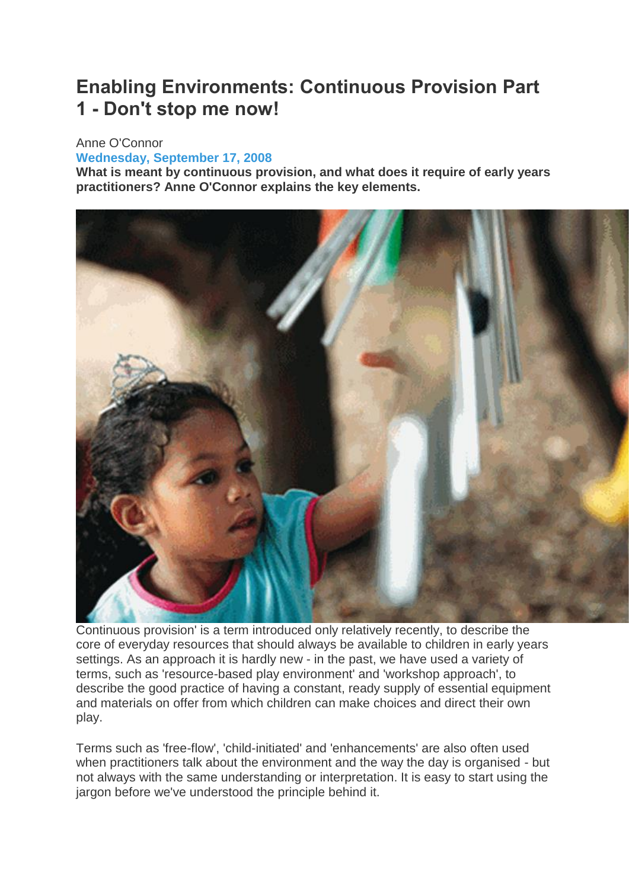# Enabling Environments: Continuous Provision Part 1 - Don't stop me now!

Anne O'Connor

**Wednesday, September 17, 2008**

**What is meant by continuous provision, and what does it require of early years practitioners? Anne O'Connor explains the key elements.**

Continuous provision' is a term introduced only relatively recently, to describe the core of everyday resources that should always be available to children in early years settings. As an approach it is hardly new - in the past, we have used a variety of terms, such as 'resource-based play environment' and 'workshop approach', to describe the good practice of having a constant, ready supply of essential equipment and materials on offer from which children can make choices and direct their own play.

Terms such as 'free-flow', 'child-initiated' and 'enhancements' are also often used when practitioners talk about the environment and the way the day is organised - but not always with the same understanding or interpretation. It is easy to start using the jargon before we've understood the principle behind it.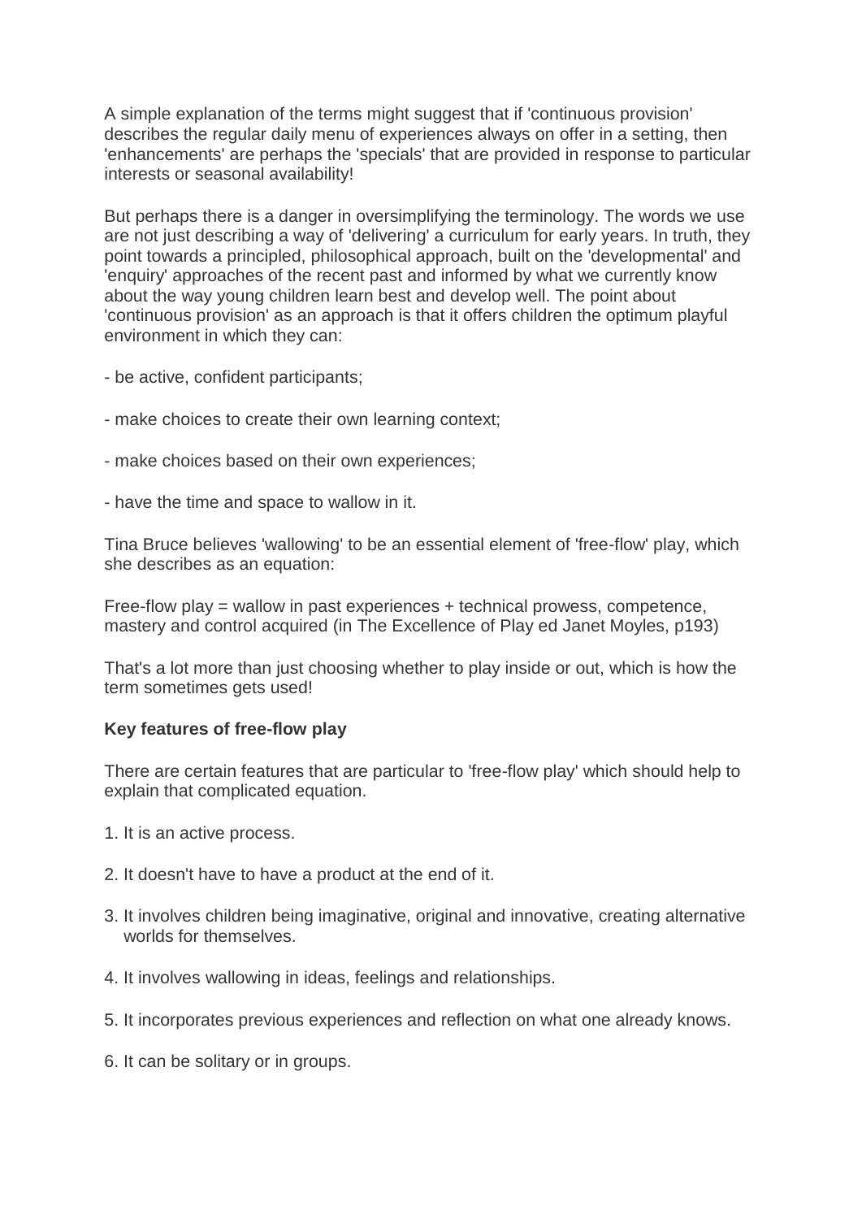A simple explanation of the terms might suggest that if 'continuous provision' describes the regular daily menu of experiences always on offer in a setting, then 'enhancements' are perhaps the 'specials' that are provided in response to particular interests or seasonal availability!

But perhaps there is a danger in oversimplifying the terminology. The words we use are not just describing a way of 'delivering' a curriculum for early years. In truth, they point towards a principled, philosophical approach, built on the 'developmental' and 'enquiry' approaches of the recent past and informed by what we currently know about the way young children learn best and develop well. The point about 'continuous provision' as an approach is that it offers children the optimum playful environment in which they can:

- be active, confident participants;
- make choices to create their own learning context;
- make choices based on their own experiences;
- have the time and space to wallow in it.

Tina Bruce believes 'wallowing' to be an essential element of 'free-flow' play, which she describes as an equation:

Free-flow play = wallow in past experiences + technical prowess, competence, mastery and control acquired (in The Excellence of Play ed Janet Moyles, p193)

That's a lot more than just choosing whether to play inside or out, which is how the term sometimes gets used!

**Key features of free-flow play**

There are certain features that are particular to 'free-flow play' which should help to explain that complicated equation.

1. It is an active process.
2. It doesn't have to have a product at the end of it.
3. It involves children being imaginative, original and innovative, creating alternative worlds for themselves.
4. It involves wallowing in ideas, feelings and relationships.
5. It incorporates previous experiences and reflection on what one already knows.
6. It can be solitary or in groups.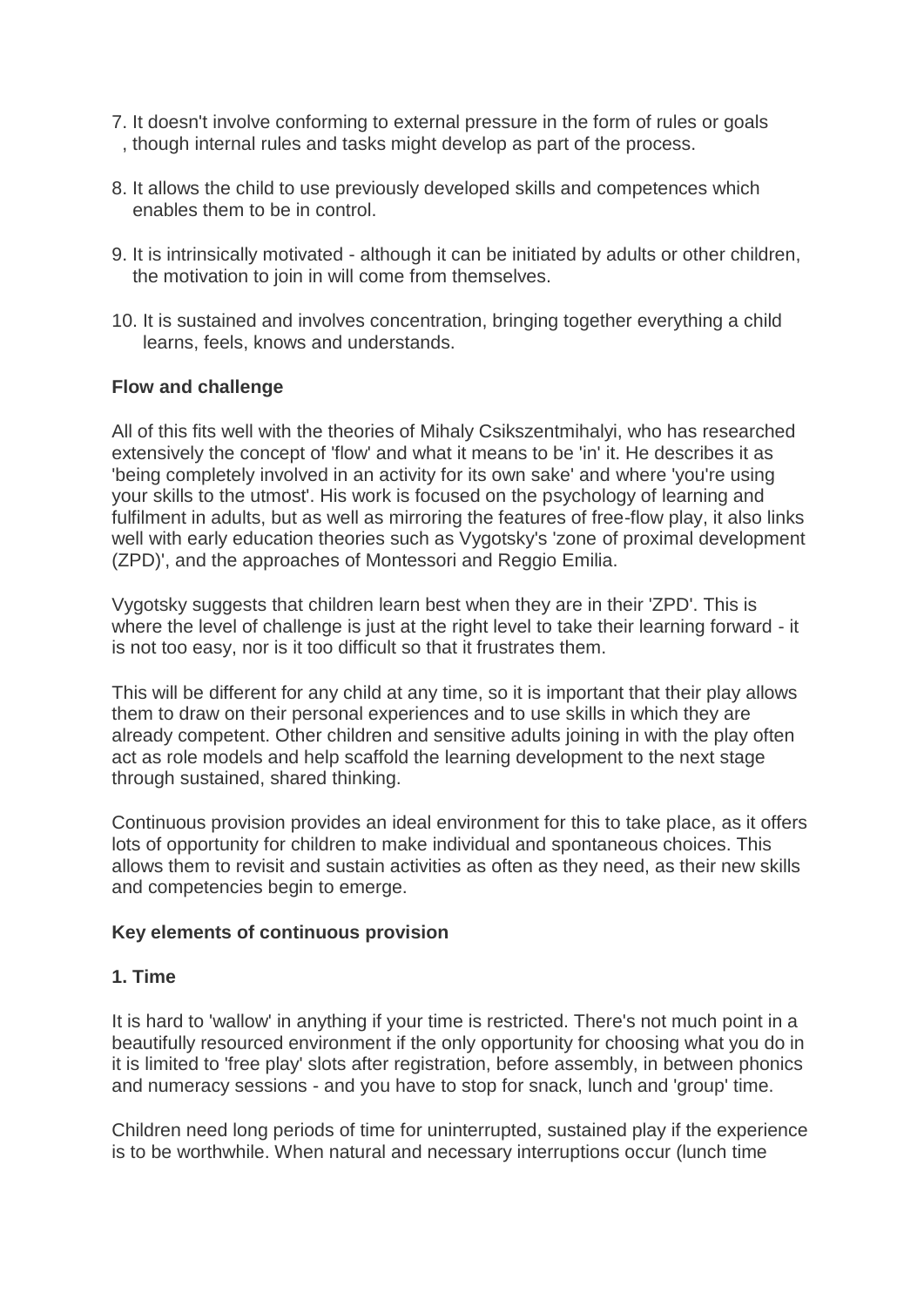7. It doesn't involve conforming to external pressure in the form of rules or goals , though internal rules and tasks might develop as part of the process.

8. It allows the child to use previously developed skills and competences which enables them to be in control.

9. It is intrinsically motivated - although it can be initiated by adults or other children, the motivation to join in will come from themselves.

10. It is sustained and involves concentration, bringing together everything a child learns, feels, knows and understands.

**Flow and challenge**

All of this fits well with the theories of Mihaly Csikszentmihalyi, who has researched extensively the concept of 'flow' and what it means to be 'in' it. He describes it as 'being completely involved in an activity for its own sake' and where 'you're using your skills to the utmost'. His work is focused on the psychology of learning and fulfilment in adults, but as well as mirroring the features of free-flow play, it also links well with early education theories such as Vygotsky's 'zone of proximal development (ZPD)', and the approaches of Montessori and Reggio Emilia.

Vygotsky suggests that children learn best when they are in their 'ZPD'. This is where the level of challenge is just at the right level to take their learning forward - it is not too easy, nor is it too difficult so that it frustrates them.

This will be different for any child at any time, so it is important that their play allows them to draw on their personal experiences and to use skills in which they are already competent. Other children and sensitive adults joining in with the play often act as role models and help scaffold the learning development to the next stage through sustained, shared thinking.

Continuous provision provides an ideal environment for this to take place, as it offers lots of opportunity for children to make individual and spontaneous choices. This allows them to revisit and sustain activities as often as they need, as their new skills and competencies begin to emerge.

**Key elements of continuous provision**

**1. Time**

It is hard to 'wallow' in anything if your time is restricted. There's not much point in a beautifully resourced environment if the only opportunity for choosing what you do in it is limited to 'free play' slots after registration, before assembly, in between phonics and numeracy sessions - and you have to stop for snack, lunch and 'group' time.

Children need long periods of time for uninterrupted, sustained play if the experience is to be worthwhile. When natural and necessary interruptions occur (lunch time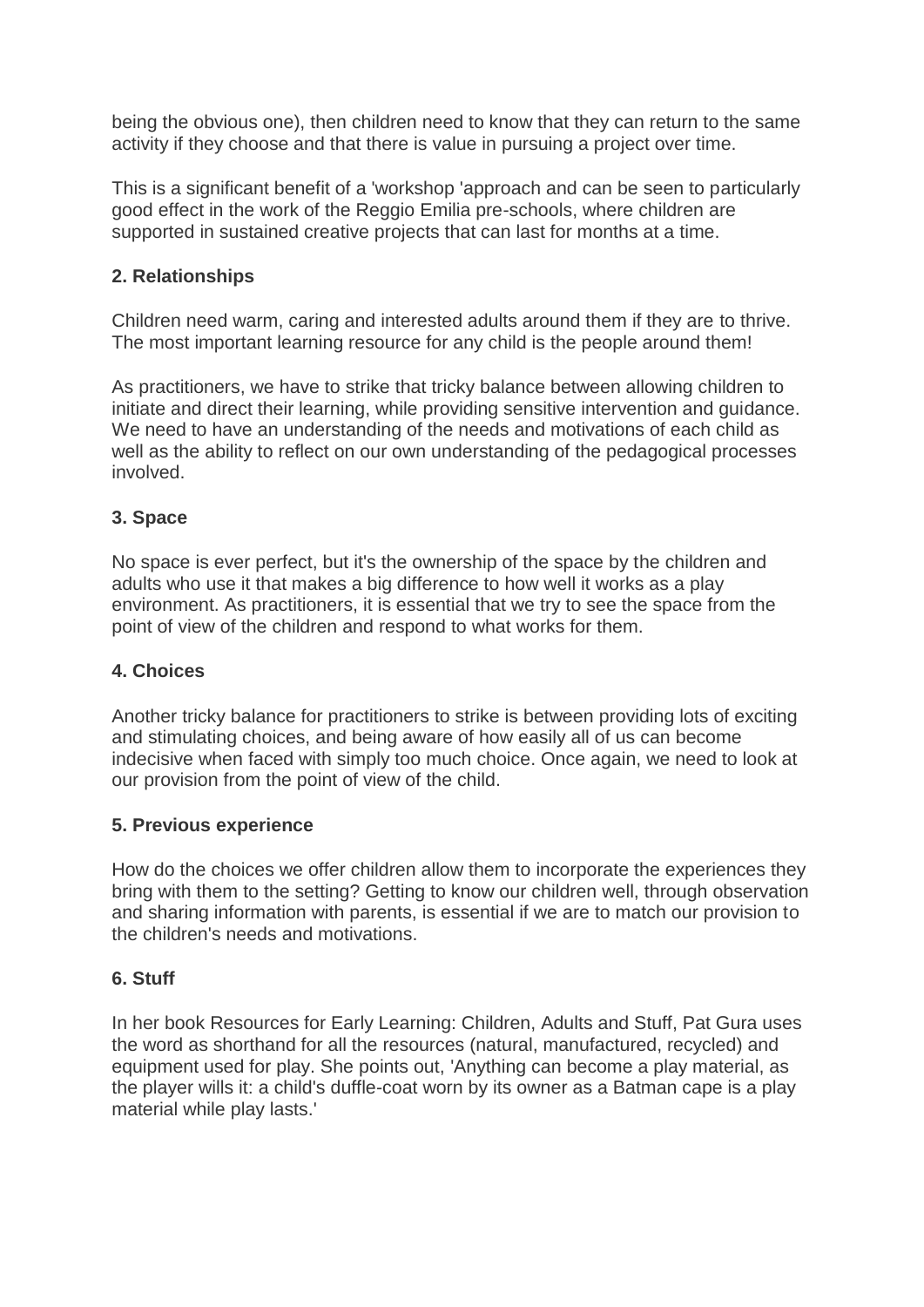being the obvious one), then children need to know that they can return to the same activity if they choose and that there is value in pursuing a project over time.

This is a significant benefit of a 'workshop 'approach and can be seen to particularly good effect in the work of the Reggio Emilia pre-schools, where children are supported in sustained creative projects that can last for months at a time.

**2. Relationships**

Children need warm, caring and interested adults around them if they are to thrive. The most important learning resource for any child is the people around them!

As practitioners, we have to strike that tricky balance between allowing children to initiate and direct their learning, while providing sensitive intervention and guidance. We need to have an understanding of the needs and motivations of each child as well as the ability to reflect on our own understanding of the pedagogical processes involved.

**3. Space**

No space is ever perfect, but it's the ownership of the space by the children and adults who use it that makes a big difference to how well it works as a play environment. As practitioners, it is essential that we try to see the space from the point of view of the children and respond to what works for them.

**4. Choices**

Another tricky balance for practitioners to strike is between providing lots of exciting and stimulating choices, and being aware of how easily all of us can become indecisive when faced with simply too much choice. Once again, we need to look at our provision from the point of view of the child.

**5. Previous experience**

How do the choices we offer children allow them to incorporate the experiences they bring with them to the setting? Getting to know our children well, through observation and sharing information with parents, is essential if we are to match our provision to the children's needs and motivations.

**6. Stuff**

In her book Resources for Early Learning: Children, Adults and Stuff, Pat Gura uses the word as shorthand for all the resources (natural, manufactured, recycled) and equipment used for play. She points out, 'Anything can become a play material, as the player wills it: a child's duffle-coat worn by its owner as a Batman cape is a play material while play lasts.'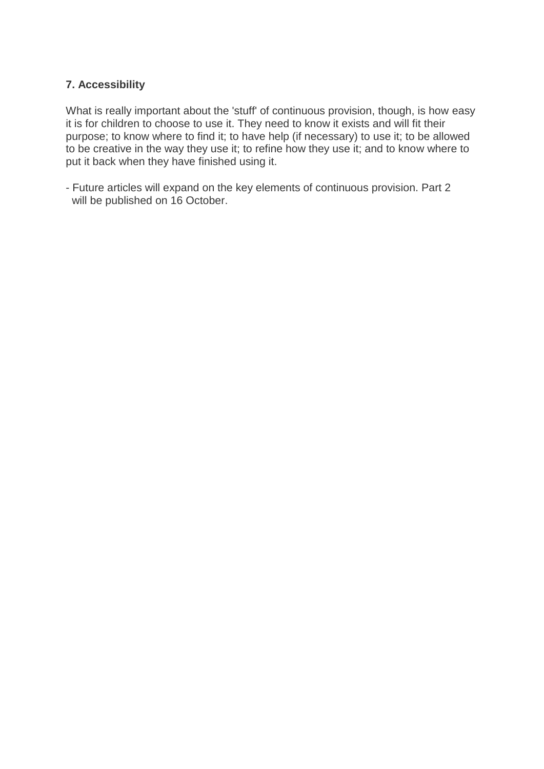**7. Accessibility**

What is really important about the 'stuff' of continuous provision, though, is how easy it is for children to choose to use it. They need to know it exists and will fit their purpose; to know where to find it; to have help (if necessary) to use it; to be allowed to be creative in the way they use it; to refine how they use it; and to know where to put it back when they have finished using it.

- Future articles will expand on the key elements of continuous provision. Part 2 will be published on 16 October.